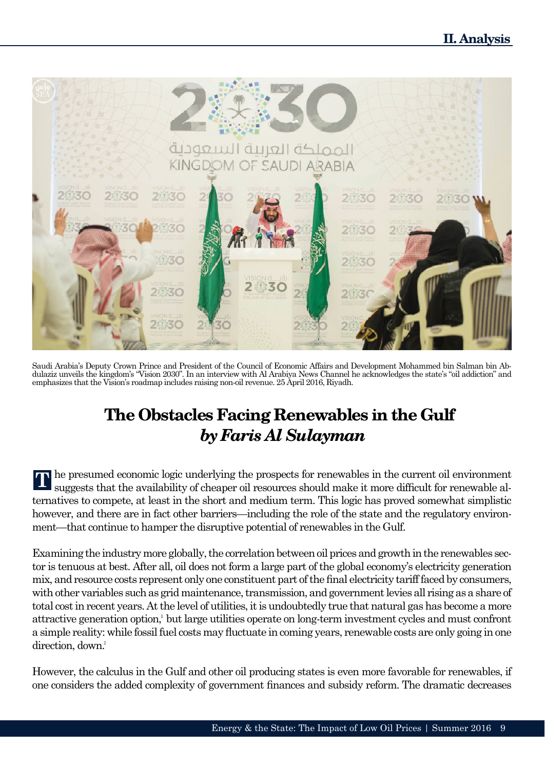Saudi Arabia's Deputy Crown Prince and President of the Council of Economic Affairs and Development Mohammed bin Salman bin Abdulaziz unveils the kingdom's "Vision 2030". In an interview with Al Arabiya News Channel he acknowledges the state's "oil addiction" and emphasizes that the Vision's roadmap includes raising non-oil revenue. 25 April 2016, Riyadh.

# The Obstacles Facing Renewables in the Gulf

## *by Faris Al Sulayman*

The presumed economic logic underlying the prospects for renewables in the current oil environment suggests that the availability of cheaper oil resources should make it more difficult for renewable alternatives to compete, at least in the short and medium term. This logic has proved somewhat simplistic however, and there are in fact other barriers—including the role of the state and the regulatory environment—that continue to hamper the disruptive potential of renewables in the Gulf.

Examining the industry more globally, the correlation between oil prices and growth in the renewables sector is tenuous at best. After all, oil does not form a large part of the global economy's electricity generation mix, and resource costs represent only one constituent part of the final electricity tariff faced by consumers, with other variables such as grid maintenance, transmission, and government levies all rising as a share of total cost in recent years. At the level of utilities, it is undoubtedly true that natural gas has become a more attractive generation option,[1] but large utilities operate on long-term investment cycles and must confront a simple reality: while fossil fuel costs may fluctuate in coming years, renewable costs are only going in one direction, down.[2]

However, the calculus in the Gulf and other oil producing states is even more favorable for renewables, if one considers the added complexity of government finances and subsidy reform. The dramatic decreases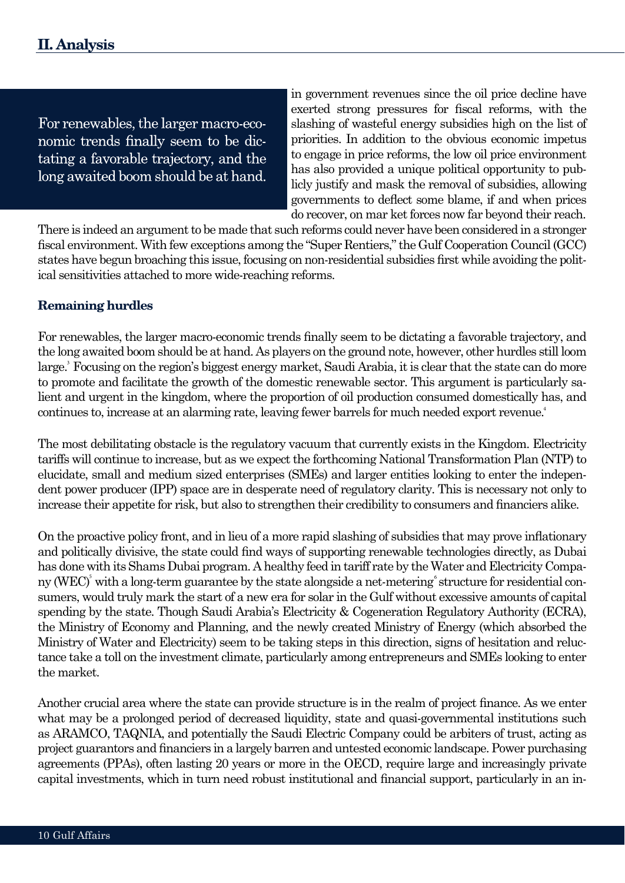## II. Analysis

> For renewables, the larger macro-economic trends finally seem to be dictating a favorable trajectory, and the long awaited boom should be at hand.

in government revenues since the oil price decline have exerted strong pressures for fiscal reforms, with the slashing of wasteful energy subsidies high on the list of priorities. In addition to the obvious economic impetus to engage in price reforms, the low oil price environment has also provided a unique political opportunity to publicly justify and mask the removal of subsidies, allowing governments to deflect some blame, if and when prices do recover, on mar ket forces now far beyond their reach. There is indeed an argument to be made that such reforms could never have been considered in a stronger fiscal environment. With few exceptions among the "Super Rentiers," the Gulf Cooperation Council (GCC) states have begun broaching this issue, focusing on non-residential subsidies first while avoiding the political sensitivities attached to more wide-reaching reforms.

**Remaining hurdles**

For renewables, the larger macro-economic trends finally seem to be dictating a favorable trajectory, and the long awaited boom should be at hand. As players on the ground note, however, other hurdles still loom large.[3] Focusing on the region's biggest energy market, Saudi Arabia, it is clear that the state can do more to promote and facilitate the growth of the domestic renewable sector. This argument is particularly salient and urgent in the kingdom, where the proportion of oil production consumed domestically has, and continues to, increase at an alarming rate, leaving fewer barrels for much needed export revenue.[4]

The most debilitating obstacle is the regulatory vacuum that currently exists in the Kingdom. Electricity tariffs will continue to increase, but as we expect the forthcoming National Transformation Plan (NTP) to elucidate, small and medium sized enterprises (SMEs) and larger entities looking to enter the independent power producer (IPP) space are in desperate need of regulatory clarity. This is necessary not only to increase their appetite for risk, but also to strengthen their credibility to consumers and financiers alike.

On the proactive policy front, and in lieu of a more rapid slashing of subsidies that may prove inflationary and politically divisive, the state could find ways of supporting renewable technologies directly, as Dubai has done with its Shams Dubai program. A healthy feed in tariff rate by the Water and Electricity Company (WEC)[5] with a long-term guarantee by the state alongside a net-metering[6] structure for residential consumers, would truly mark the start of a new era for solar in the Gulf without excessive amounts of capital spending by the state. Though Saudi Arabia's Electricity & Cogeneration Regulatory Authority (ECRA), the Ministry of Economy and Planning, and the newly created Ministry of Energy (which absorbed the Ministry of Water and Electricity) seem to be taking steps in this direction, signs of hesitation and reluctance take a toll on the investment climate, particularly among entrepreneurs and SMEs looking to enter the market.

Another crucial area where the state can provide structure is in the realm of project finance. As we enter what may be a prolonged period of decreased liquidity, state and quasi-governmental institutions such as ARAMCO, TAQNIA, and potentially the Saudi Electric Company could be arbiters of trust, acting as project guarantors and financiers in a largely barren and untested economic landscape. Power purchasing agreements (PPAs), often lasting 20 years or more in the OECD, require large and increasingly private capital investments, which in turn need robust institutional and financial support, particularly in an in-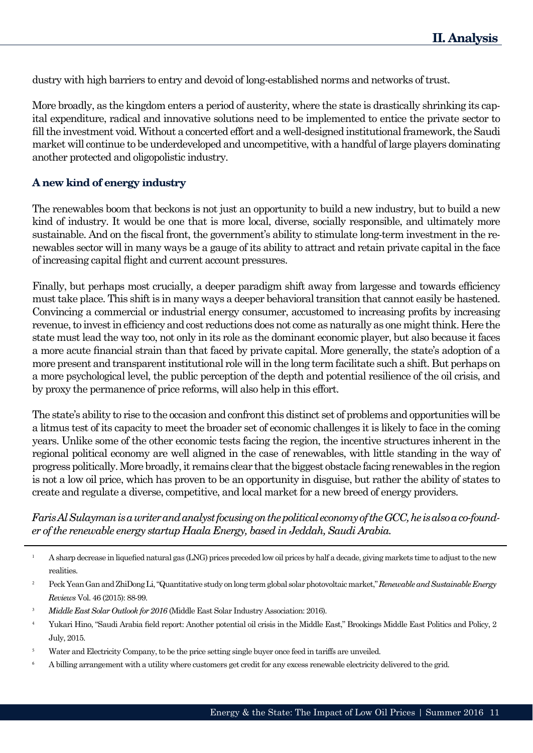dustry with high barriers to entry and devoid of long-established norms and networks of trust.

More broadly, as the kingdom enters a period of austerity, where the state is drastically shrinking its capital expenditure, radical and innovative solutions need to be implemented to entice the private sector to fill the investment void. Without a concerted effort and a well-designed institutional framework, the Saudi market will continue to be underdeveloped and uncompetitive, with a handful of large players dominating another protected and oligopolistic industry.

### A new kind of energy industry

The renewables boom that beckons is not just an opportunity to build a new industry, but to build a new kind of industry. It would be one that is more local, diverse, socially responsible, and ultimately more sustainable. And on the fiscal front, the government's ability to stimulate long-term investment in the renewables sector will in many ways be a gauge of its ability to attract and retain private capital in the face of increasing capital flight and current account pressures.

Finally, but perhaps most crucially, a deeper paradigm shift away from largesse and towards efficiency must take place. This shift is in many ways a deeper behavioral transition that cannot easily be hastened. Convincing a commercial or industrial energy consumer, accustomed to increasing profits by increasing revenue, to invest in efficiency and cost reductions does not come as naturally as one might think. Here the state must lead the way too, not only in its role as the dominant economic player, but also because it faces a more acute financial strain than that faced by private capital. More generally, the state's adoption of a more present and transparent institutional role will in the long term facilitate such a shift. But perhaps on a more psychological level, the public perception of the depth and potential resilience of the oil crisis, and by proxy the permanence of price reforms, will also help in this effort.

The state's ability to rise to the occasion and confront this distinct set of problems and opportunities will be a litmus test of its capacity to meet the broader set of economic challenges it is likely to face in the coming years. Unlike some of the other economic tests facing the region, the incentive structures inherent in the regional political economy are well aligned in the case of renewables, with little standing in the way of progress politically. More broadly, it remains clear that the biggest obstacle facing renewables in the region is not a low oil price, which has proven to be an opportunity in disguise, but rather the ability of states to create and regulate a diverse, competitive, and local market for a new breed of energy providers.

*Faris Al Sulayman is a writer and analyst focusing on the political economy of the GCC, he is also a co-founder of the renewable energy startup Haala Energy, based in Jeddah, Saudi Arabia.*

---

[1] A sharp decrease in liquefied natural gas (LNG) prices preceded low oil prices by half a decade, giving markets time to adjust to the new realities.

[2] Peck Yean Gan and ZhiDong Li, "Quantitative study on long term global solar photovoltaic market," *Renewable and Sustainable Energy Reviews* Vol. 46 (2015): 88-99.

[3] *Middle East Solar Outlook for 2016* (Middle East Solar Industry Association: 2016).

[4] Yukari Hino, "Saudi Arabia field report: Another potential oil crisis in the Middle East," Brookings Middle East Politics and Policy, 2 July, 2015.

[5] Water and Electricity Company, to be the price setting single buyer once feed in tariffs are unveiled.

[6] A billing arrangement with a utility where customers get credit for any excess renewable electricity delivered to the grid.